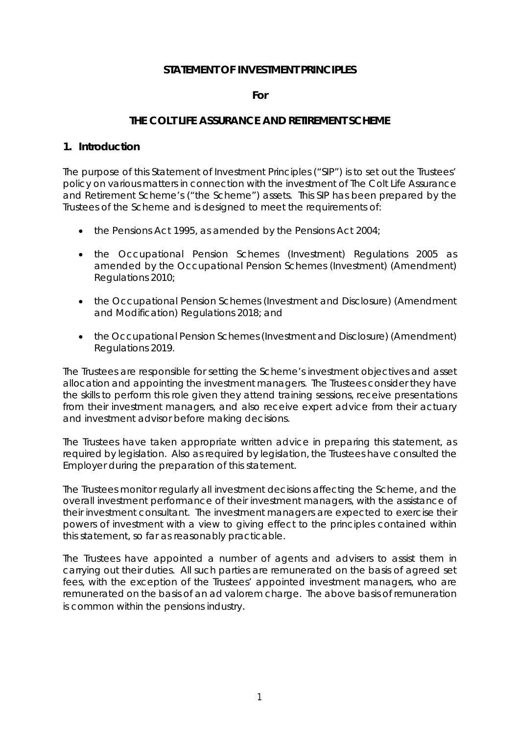**STATEMENT OF INVESTMENT PRINCIPLES**

**For**

**THE COLT LIFE ASSURANCE AND RETIREMENT SCHEME**

## 1. Introduction

The purpose of this Statement of Investment Principles ("SIP") is to set out the Trustees' policy on various matters in connection with the investment of The Colt Life Assurance and Retirement Scheme's ("the Scheme") assets. This SIP has been prepared by the Trustees of the Scheme and is designed to meet the requirements of:

- the Pensions Act 1995, as amended by the Pensions Act 2004;
- the Occupational Pension Schemes (Investment) Regulations 2005 as amended by the Occupational Pension Schemes (Investment) (Amendment) Regulations 2010;
- the Occupational Pension Schemes (Investment and Disclosure) (Amendment and Modification) Regulations 2018; and
- the Occupational Pension Schemes (Investment and Disclosure) (Amendment) Regulations 2019.

The Trustees are responsible for setting the Scheme's investment objectives and asset allocation and appointing the investment managers. The Trustees consider they have the skills to perform this role given they attend training sessions, receive presentations from their investment managers, and also receive expert advice from their actuary and investment advisor before making decisions.

The Trustees have taken appropriate written advice in preparing this statement, as required by legislation. Also as required by legislation, the Trustees have consulted the Employer during the preparation of this statement.

The Trustees monitor regularly all investment decisions affecting the Scheme, and the overall investment performance of their investment managers, with the assistance of their investment consultant. The investment managers are expected to exercise their powers of investment with a view to giving effect to the principles contained within this statement, so far as reasonably practicable.

The Trustees have appointed a number of agents and advisers to assist them in carrying out their duties. All such parties are remunerated on the basis of agreed set fees, with the exception of the Trustees' appointed investment managers, who are remunerated on the basis of an ad valorem charge. The above basis of remuneration is common within the pensions industry.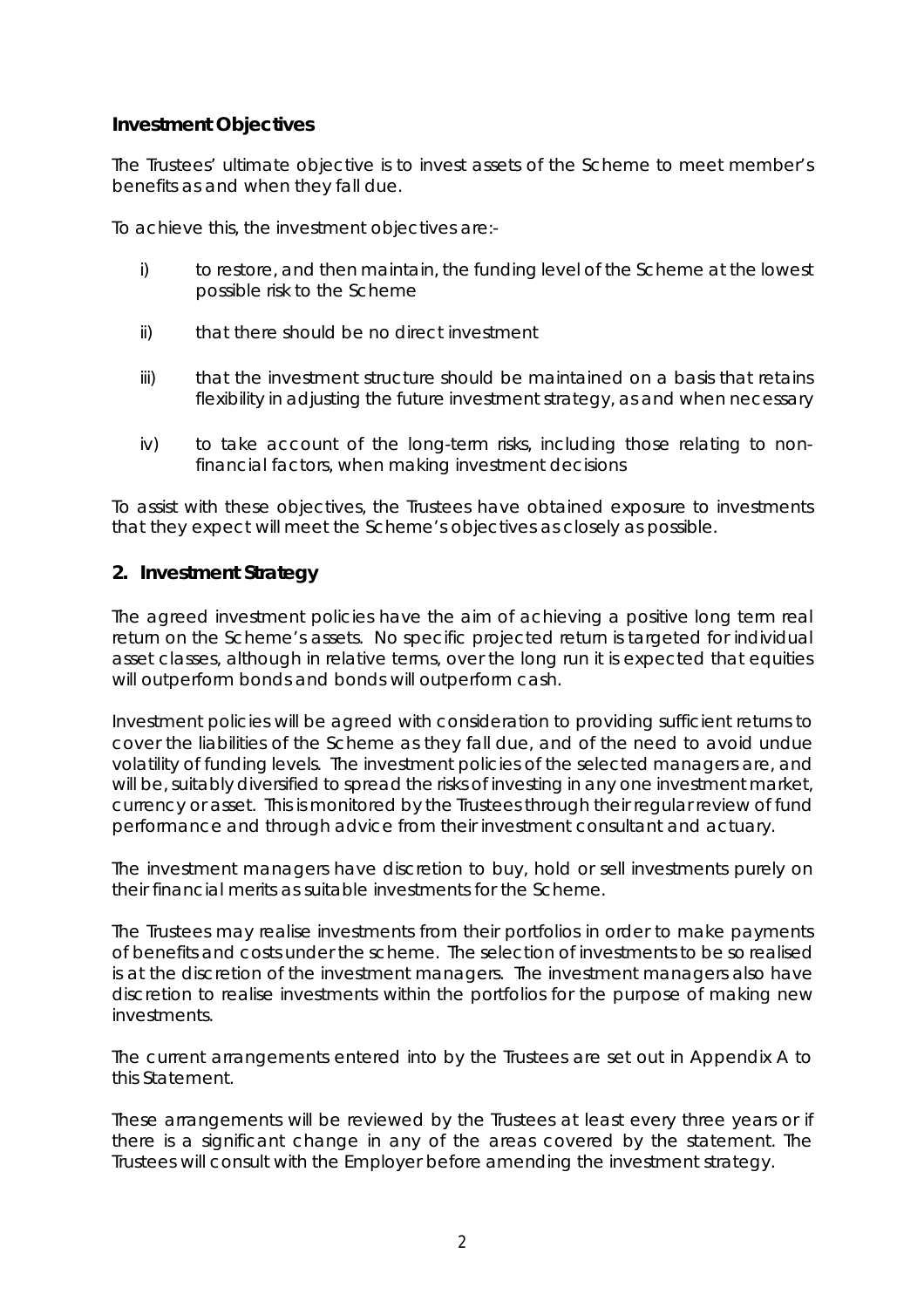## Investment Objectives

The Trustees' ultimate objective is to invest assets of the Scheme to meet member's benefits as and when they fall due.

To achieve this, the investment objectives are:-

i) to restore, and then maintain, the funding level of the Scheme at the lowest possible risk to the Scheme

ii) that there should be no direct investment

iii) that the investment structure should be maintained on a basis that retains flexibility in adjusting the future investment strategy, as and when necessary

iv) to take account of the long-term risks, including those relating to non-financial factors, when making investment decisions

To assist with these objectives, the Trustees have obtained exposure to investments that they expect will meet the Scheme's objectives as closely as possible.

## 2. Investment Strategy

The agreed investment policies have the aim of achieving a positive long term real return on the Scheme's assets. No specific projected return is targeted for individual asset classes, although in relative terms, over the long run it is expected that equities will outperform bonds and bonds will outperform cash.

Investment policies will be agreed with consideration to providing sufficient returns to cover the liabilities of the Scheme as they fall due, and of the need to avoid undue volatility of funding levels. The investment policies of the selected managers are, and will be, suitably diversified to spread the risks of investing in any one investment market, currency or asset. This is monitored by the Trustees through their regular review of fund performance and through advice from their investment consultant and actuary.

The investment managers have discretion to buy, hold or sell investments purely on their financial merits as suitable investments for the Scheme.

The Trustees may realise investments from their portfolios in order to make payments of benefits and costs under the scheme. The selection of investments to be so realised is at the discretion of the investment managers. The investment managers also have discretion to realise investments within the portfolios for the purpose of making new investments.

The current arrangements entered into by the Trustees are set out in Appendix A to this Statement.

These arrangements will be reviewed by the Trustees at least every three years or if there is a significant change in any of the areas covered by the statement. The Trustees will consult with the Employer before amending the investment strategy.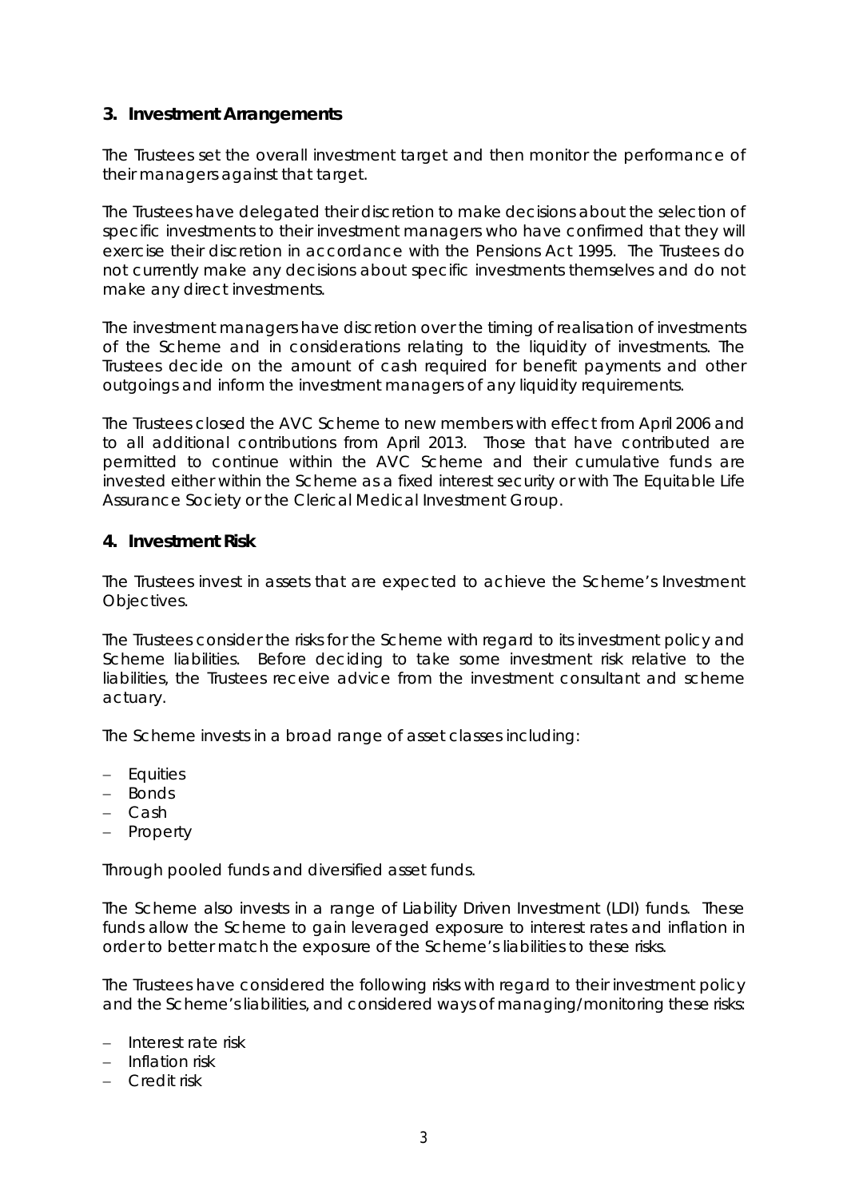## 3. Investment Arrangements

The Trustees set the overall investment target and then monitor the performance of their managers against that target.

The Trustees have delegated their discretion to make decisions about the selection of specific investments to their investment managers who have confirmed that they will exercise their discretion in accordance with the Pensions Act 1995. The Trustees do not currently make any decisions about specific investments themselves and do not make any direct investments.

The investment managers have discretion over the timing of realisation of investments of the Scheme and in considerations relating to the liquidity of investments. The Trustees decide on the amount of cash required for benefit payments and other outgoings and inform the investment managers of any liquidity requirements.

The Trustees closed the AVC Scheme to new members with effect from April 2006 and to all additional contributions from April 2013. Those that have contributed are permitted to continue within the AVC Scheme and their cumulative funds are invested either within the Scheme as a fixed interest security or with The Equitable Life Assurance Society or the Clerical Medical Investment Group.

## 4. Investment Risk

The Trustees invest in assets that are expected to achieve the Scheme's Investment Objectives.

The Trustees consider the risks for the Scheme with regard to its investment policy and Scheme liabilities. Before deciding to take some investment risk relative to the liabilities, the Trustees receive advice from the investment consultant and scheme actuary.

The Scheme invests in a broad range of asset classes including:

- Equities
- Bonds
- Cash
- Property

Through pooled funds and diversified asset funds.

The Scheme also invests in a range of Liability Driven Investment (LDI) funds. These funds allow the Scheme to gain leveraged exposure to interest rates and inflation in order to better match the exposure of the Scheme's liabilities to these risks.

The Trustees have considered the following risks with regard to their investment policy and the Scheme's liabilities, and considered ways of managing/monitoring these risks:

- Interest rate risk
- Inflation risk
- Credit risk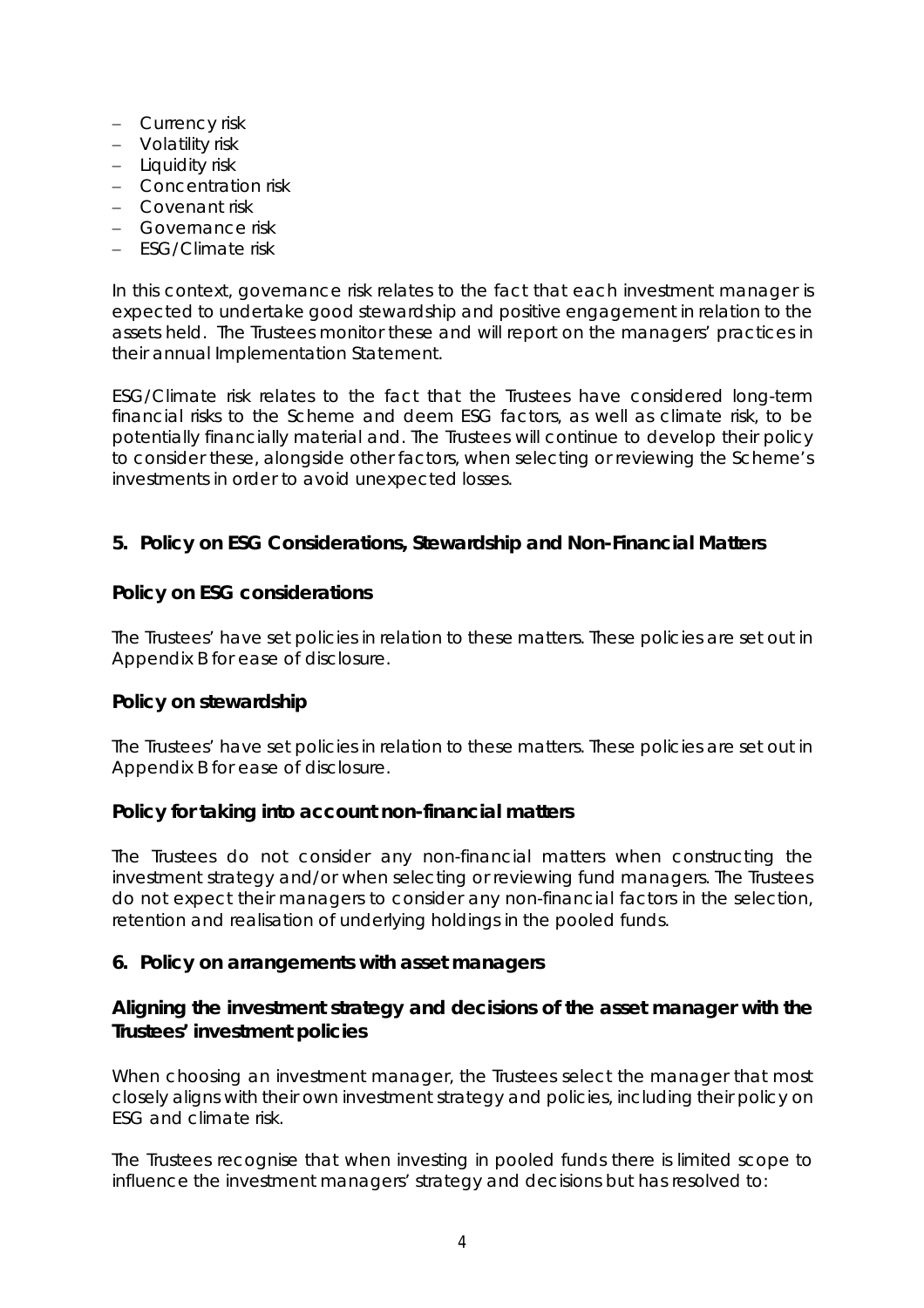- Currency risk
- Volatility risk
- Liquidity risk
- Concentration risk
- Covenant risk
- Governance risk
- ESG/Climate risk

In this context, governance risk relates to the fact that each investment manager is expected to undertake good stewardship and positive engagement in relation to the assets held. The Trustees monitor these and will report on the managers' practices in their annual Implementation Statement.

ESG/Climate risk relates to the fact that the Trustees have considered long-term financial risks to the Scheme and deem ESG factors, as well as climate risk, to be potentially financially material and. The Trustees will continue to develop their policy to consider these, alongside other factors, when selecting or reviewing the Scheme's investments in order to avoid unexpected losses.

## 5. Policy on ESG Considerations, Stewardship and Non-Financial Matters

### Policy on ESG considerations

The Trustees' have set policies in relation to these matters. These policies are set out in Appendix B for ease of disclosure.

### Policy on stewardship

The Trustees' have set policies in relation to these matters. These policies are set out in Appendix B for ease of disclosure.

### Policy for taking into account non-financial matters

The Trustees do not consider any non-financial matters when constructing the investment strategy and/or when selecting or reviewing fund managers. The Trustees do not expect their managers to consider any non-financial factors in the selection, retention and realisation of underlying holdings in the pooled funds.

## 6. Policy on arrangements with asset managers

### Aligning the investment strategy and decisions of the asset manager with the Trustees' investment policies

When choosing an investment manager, the Trustees select the manager that most closely aligns with their own investment strategy and policies, including their policy on ESG and climate risk.

The Trustees recognise that when investing in pooled funds there is limited scope to influence the investment managers' strategy and decisions but has resolved to: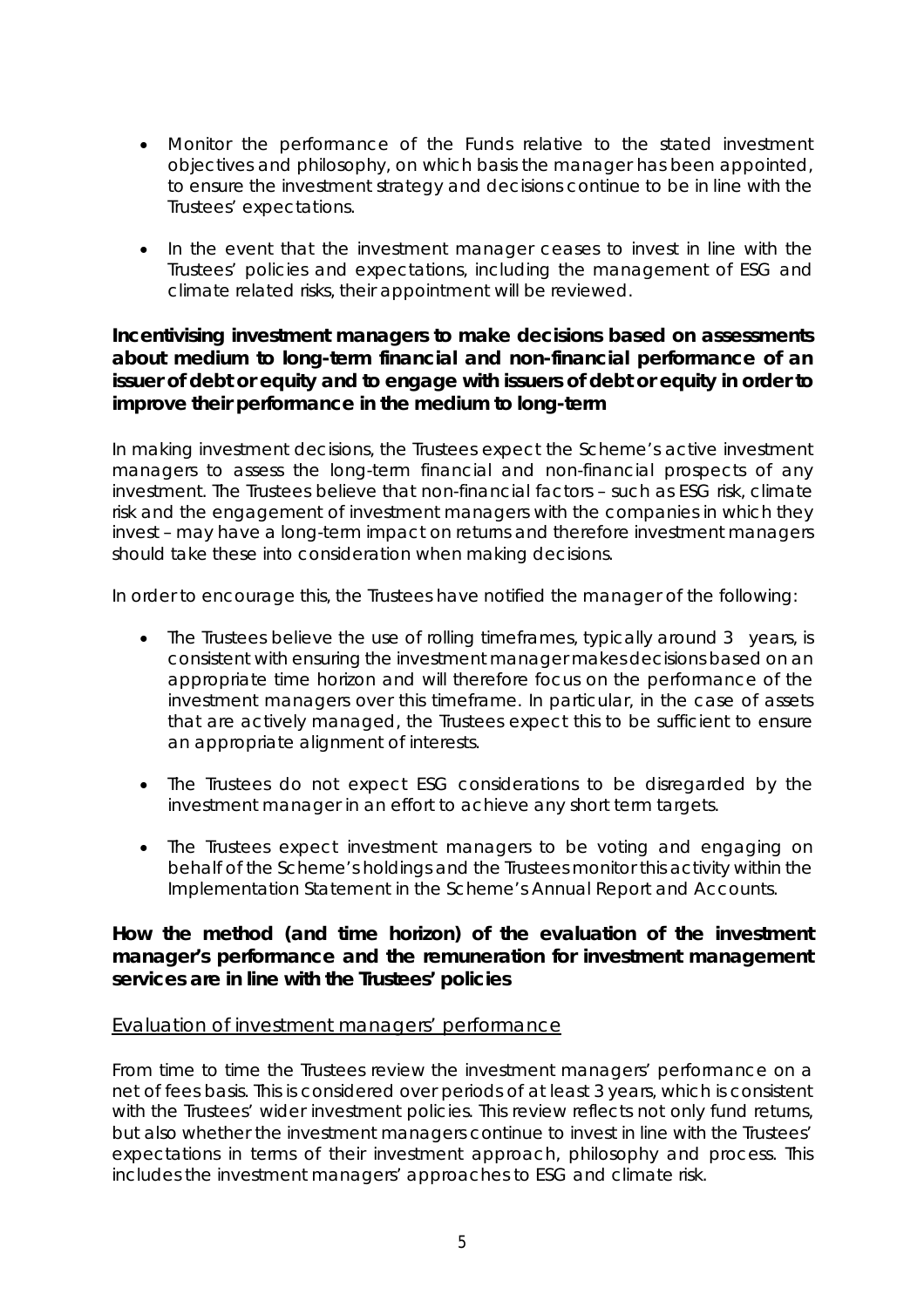- Monitor the performance of the Funds relative to the stated investment objectives and philosophy, on which basis the manager has been appointed, to ensure the investment strategy and decisions continue to be in line with the Trustees' expectations.

- In the event that the investment manager ceases to invest in line with the Trustees' policies and expectations, including the management of ESG and climate related risks, their appointment will be reviewed.

**Incentivising investment managers to make decisions based on assessments about medium to long-term financial and non-financial performance of an issuer of debt or equity and to engage with issuers of debt or equity in order to improve their performance in the medium to long-term**

In making investment decisions, the Trustees expect the Scheme's active investment managers to assess the long-term financial and non-financial prospects of any investment. The Trustees believe that non-financial factors – such as ESG risk, climate risk and the engagement of investment managers with the companies in which they invest – may have a long-term impact on returns and therefore investment managers should take these into consideration when making decisions.

In order to encourage this, the Trustees have notified the manager of the following:

- The Trustees believe the use of rolling timeframes, typically around 3 years, is consistent with ensuring the investment manager makes decisions based on an appropriate time horizon and will therefore focus on the performance of the investment managers over this timeframe. In particular, in the case of assets that are actively managed, the Trustees expect this to be sufficient to ensure an appropriate alignment of interests.

- The Trustees do not expect ESG considerations to be disregarded by the investment manager in an effort to achieve any short term targets.

- The Trustees expect investment managers to be voting and engaging on behalf of the Scheme's holdings and the Trustees monitor this activity within the Implementation Statement in the Scheme's Annual Report and Accounts.

**How the method (and time horizon) of the evaluation of the investment manager's performance and the remuneration for investment management services are in line with the Trustees' policies**

<u>Evaluation of investment managers' performance</u>

From time to time the Trustees review the investment managers' performance on a net of fees basis. This is considered over periods of at least 3 years, which is consistent with the Trustees' wider investment policies. This review reflects not only fund returns, but also whether the investment managers continue to invest in line with the Trustees' expectations in terms of their investment approach, philosophy and process. This includes the investment managers' approaches to ESG and climate risk.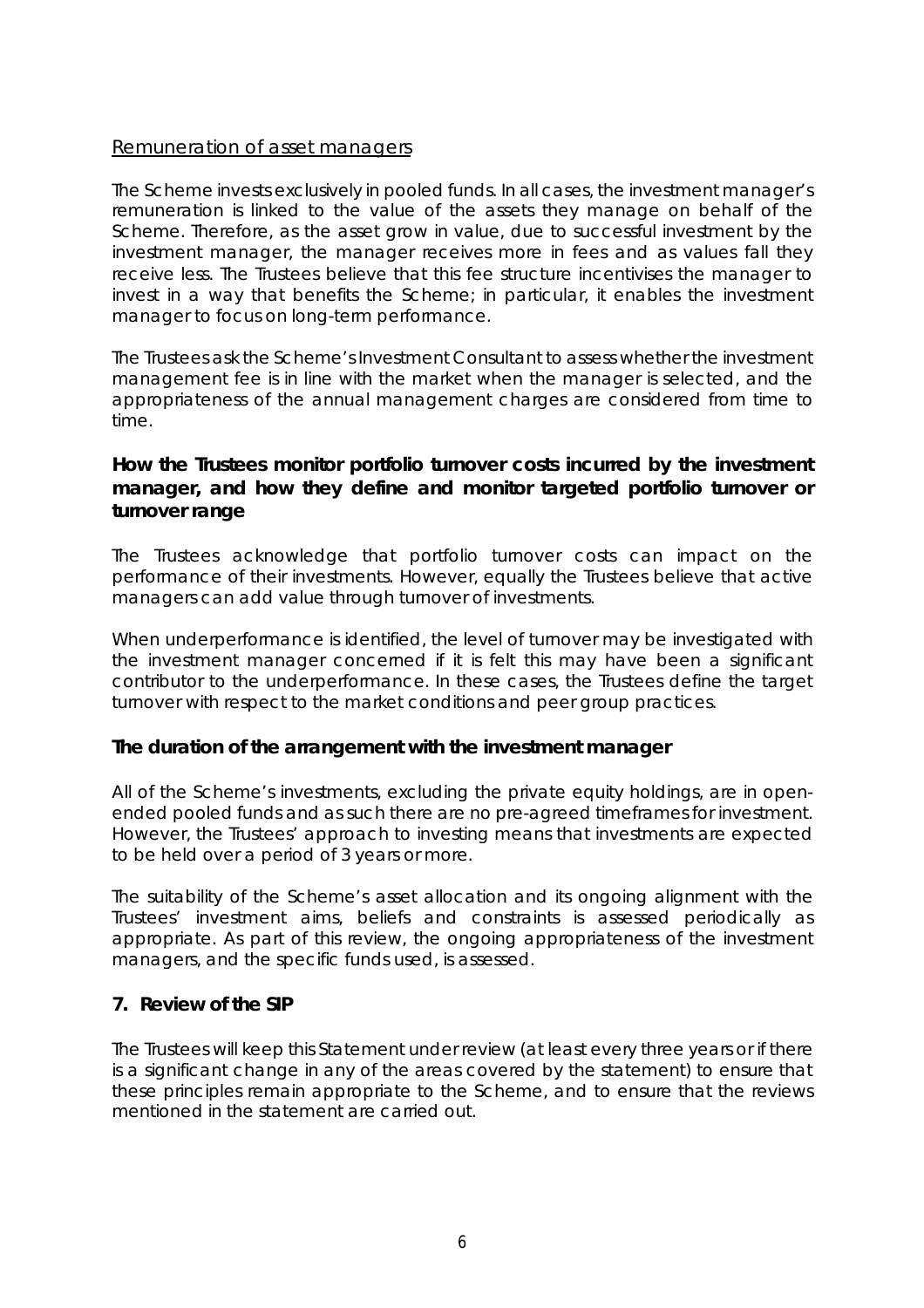Remuneration of asset managers

The Scheme invests exclusively in pooled funds. In all cases, the investment manager's remuneration is linked to the value of the assets they manage on behalf of the Scheme. Therefore, as the asset grow in value, due to successful investment by the investment manager, the manager receives more in fees and as values fall they receive less. The Trustees believe that this fee structure incentivises the manager to invest in a way that benefits the Scheme; in particular, it enables the investment manager to focus on long-term performance.

The Trustees ask the Scheme's Investment Consultant to assess whether the investment management fee is in line with the market when the manager is selected, and the appropriateness of the annual management charges are considered from time to time.

**How the Trustees monitor portfolio turnover costs incurred by the investment manager, and how they define and monitor targeted portfolio turnover or turnover range**

The Trustees acknowledge that portfolio turnover costs can impact on the performance of their investments. However, equally the Trustees believe that active managers can add value through turnover of investments.

When underperformance is identified, the level of turnover may be investigated with the investment manager concerned if it is felt this may have been a significant contributor to the underperformance. In these cases, the Trustees define the target turnover with respect to the market conditions and peer group practices.

**The duration of the arrangement with the investment manager**

All of the Scheme's investments, excluding the private equity holdings, are in open-ended pooled funds and as such there are no pre-agreed timeframes for investment. However, the Trustees' approach to investing means that investments are expected to be held over a period of 3 years or more.

The suitability of the Scheme's asset allocation and its ongoing alignment with the Trustees' investment aims, beliefs and constraints is assessed periodically as appropriate. As part of this review, the ongoing appropriateness of the investment managers, and the specific funds used, is assessed.

## 7. Review of the SIP

The Trustees will keep this Statement under review (at least every three years or if there is a significant change in any of the areas covered by the statement) to ensure that these principles remain appropriate to the Scheme, and to ensure that the reviews mentioned in the statement are carried out.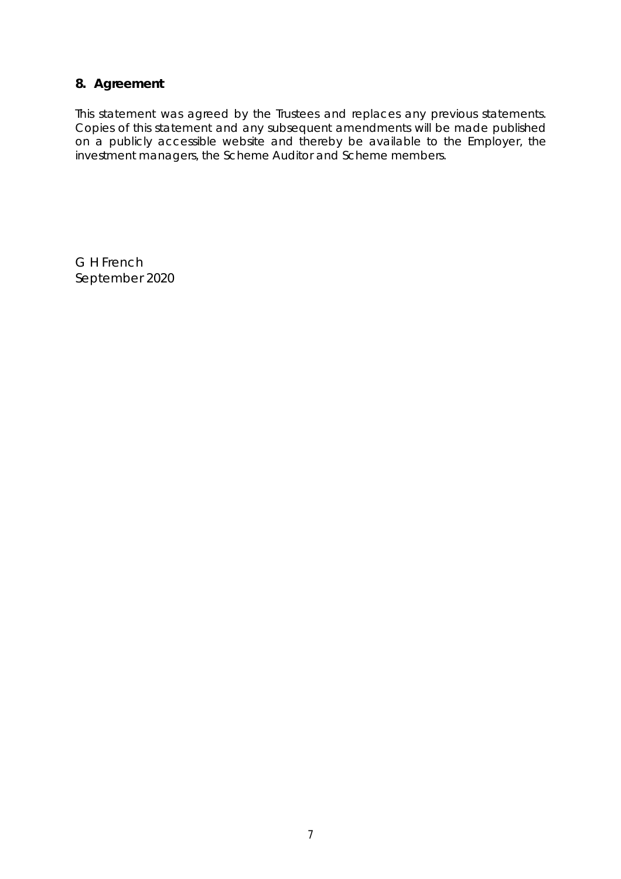## 8. Agreement

This statement was agreed by the Trustees and replaces any previous statements. Copies of this statement and any subsequent amendments will be made published on a publicly accessible website and thereby be available to the Employer, the investment managers, the Scheme Auditor and Scheme members.

G H French
September 2020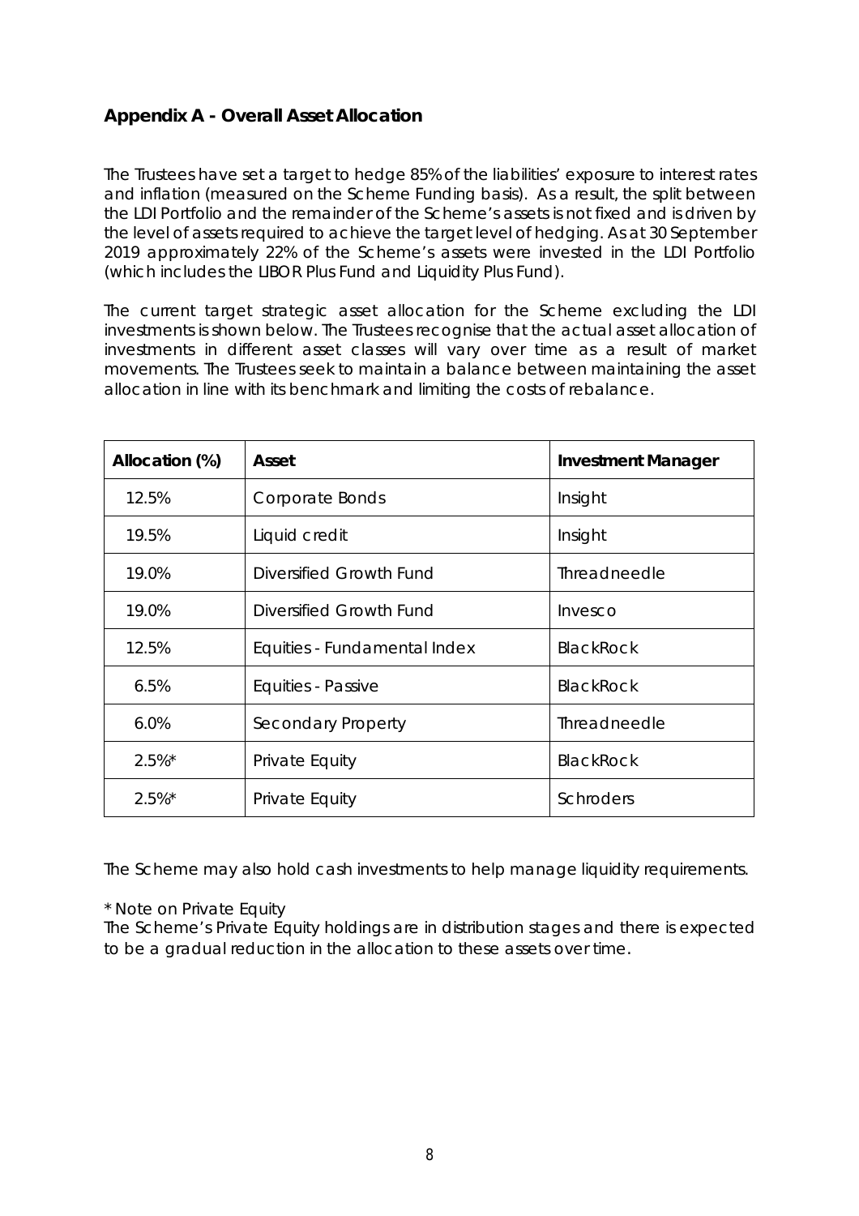## Appendix A - Overall Asset Allocation

The Trustees have set a target to hedge 85% of the liabilities' exposure to interest rates and inflation (measured on the Scheme Funding basis). As a result, the split between the LDI Portfolio and the remainder of the Scheme's assets is not fixed and is driven by the level of assets required to achieve the target level of hedging. As at 30 September 2019 approximately 22% of the Scheme's assets were invested in the LDI Portfolio (which includes the LIBOR Plus Fund and Liquidity Plus Fund).

The current target strategic asset allocation for the Scheme excluding the LDI investments is shown below. The Trustees recognise that the actual asset allocation of investments in different asset classes will vary over time as a result of market movements. The Trustees seek to maintain a balance between maintaining the asset allocation in line with its benchmark and limiting the costs of rebalance.

| Allocation (%) | Asset | Investment Manager |
|---|---|---|
| 12.5% | Corporate Bonds | Insight |
| 19.5% | Liquid credit | Insight |
| 19.0% | Diversified Growth Fund | Threadneedle |
| 19.0% | Diversified Growth Fund | Invesco |
| 12.5% | Equities - Fundamental Index | BlackRock |
| 6.5% | Equities - Passive | BlackRock |
| 6.0% | Secondary Property | Threadneedle |
| 2.5%* | Private Equity | BlackRock |
| 2.5%* | Private Equity | Schroders |

The Scheme may also hold cash investments to help manage liquidity requirements.

* Note on Private Equity
The Scheme's Private Equity holdings are in distribution stages and there is expected to be a gradual reduction in the allocation to these assets over time.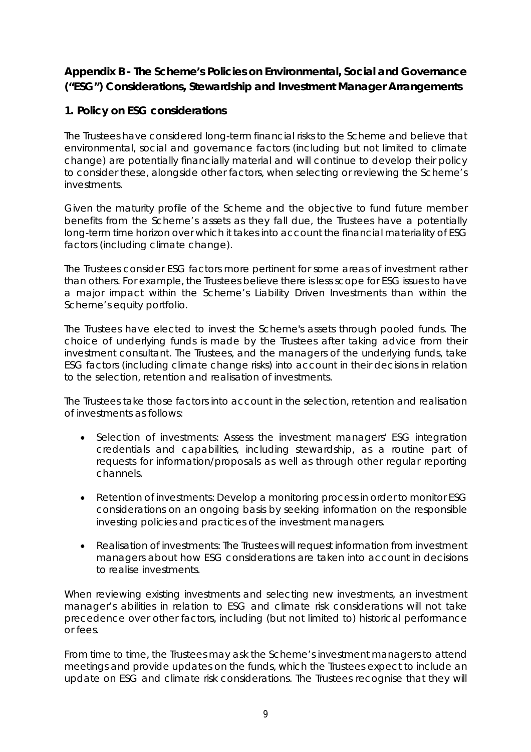## Appendix B - The Scheme's Policies on Environmental, Social and Governance ("ESG") Considerations, Stewardship and Investment Manager Arrangements

### 1. Policy on ESG considerations

The Trustees have considered long-term financial risks to the Scheme and believe that environmental, social and governance factors (including but not limited to climate change) are potentially financially material and will continue to develop their policy to consider these, alongside other factors, when selecting or reviewing the Scheme's investments.

Given the maturity profile of the Scheme and the objective to fund future member benefits from the Scheme's assets as they fall due, the Trustees have a potentially long-term time horizon over which it takes into account the financial materiality of ESG factors (including climate change).

The Trustees consider ESG factors more pertinent for some areas of investment rather than others. For example, the Trustees believe there is less scope for ESG issues to have a major impact within the Scheme's Liability Driven Investments than within the Scheme's equity portfolio.

The Trustees have elected to invest the Scheme's assets through pooled funds. The choice of underlying funds is made by the Trustees after taking advice from their investment consultant. The Trustees, and the managers of the underlying funds, take ESG factors (including climate change risks) into account in their decisions in relation to the selection, retention and realisation of investments.

The Trustees take those factors into account in the selection, retention and realisation of investments as follows:

- Selection of investments: Assess the investment managers' ESG integration credentials and capabilities, including stewardship, as a routine part of requests for information/proposals as well as through other regular reporting channels.
- Retention of investments: Develop a monitoring process in order to monitor ESG considerations on an ongoing basis by seeking information on the responsible investing policies and practices of the investment managers.
- Realisation of investments: The Trustees will request information from investment managers about how ESG considerations are taken into account in decisions to realise investments.

When reviewing existing investments and selecting new investments, an investment manager's abilities in relation to ESG and climate risk considerations will not take precedence over other factors, including (but not limited to) historical performance or fees.

From time to time, the Trustees may ask the Scheme's investment managers to attend meetings and provide updates on the funds, which the Trustees expect to include an update on ESG and climate risk considerations. The Trustees recognise that they will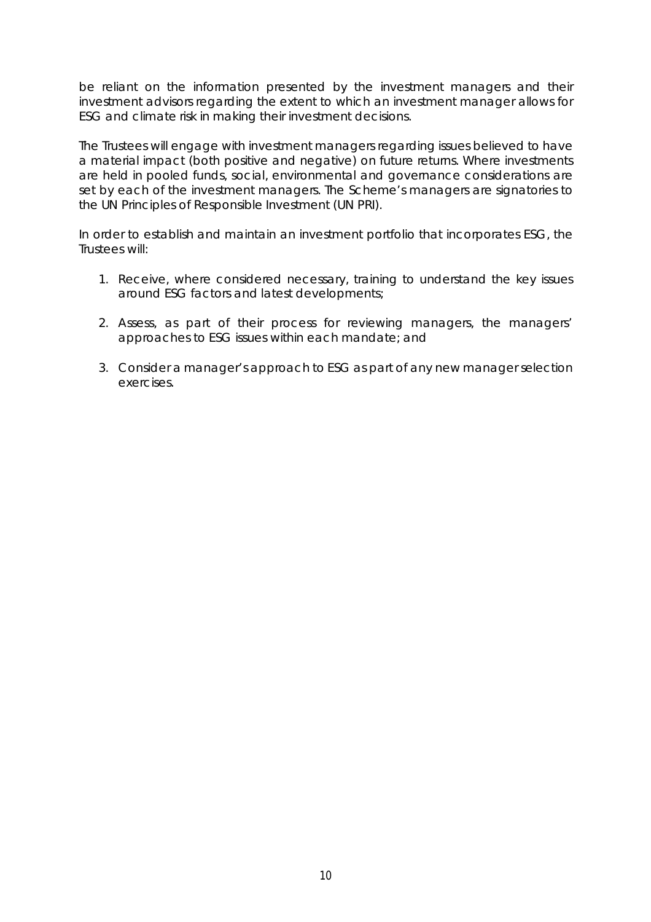be reliant on the information presented by the investment managers and their investment advisors regarding the extent to which an investment manager allows for ESG and climate risk in making their investment decisions.

The Trustees will engage with investment managers regarding issues believed to have a material impact (both positive and negative) on future returns. Where investments are held in pooled funds, social, environmental and governance considerations are set by each of the investment managers. The Scheme's managers are signatories to the UN Principles of Responsible Investment (UN PRI).

In order to establish and maintain an investment portfolio that incorporates ESG, the Trustees will:

1. Receive, where considered necessary, training to understand the key issues around ESG factors and latest developments;
2. Assess, as part of their process for reviewing managers, the managers' approaches to ESG issues within each mandate; and
3. Consider a manager's approach to ESG as part of any new manager selection exercises.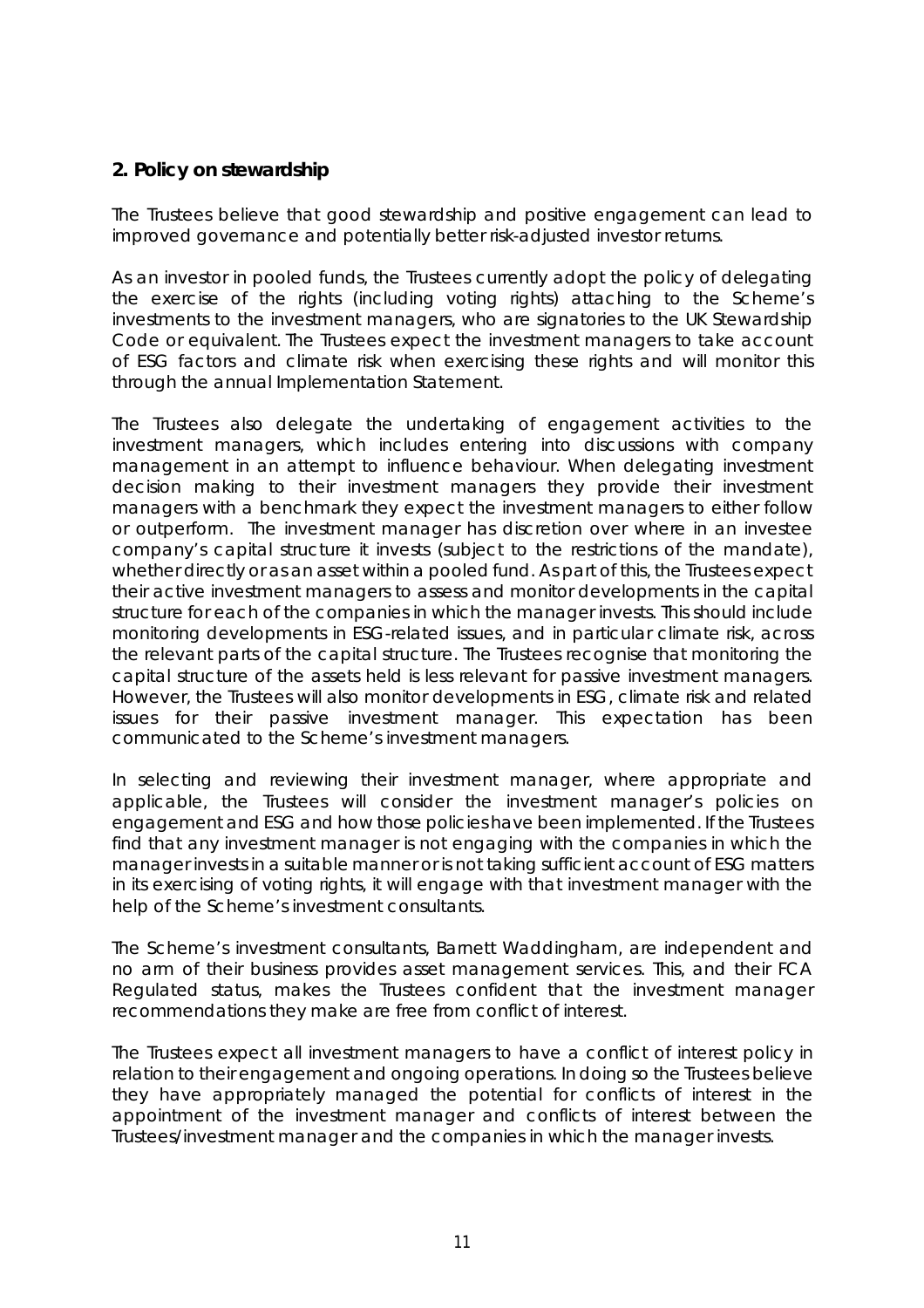## 2. Policy on stewardship

The Trustees believe that good stewardship and positive engagement can lead to improved governance and potentially better risk-adjusted investor returns.

As an investor in pooled funds, the Trustees currently adopt the policy of delegating the exercise of the rights (including voting rights) attaching to the Scheme's investments to the investment managers, who are signatories to the UK Stewardship Code or equivalent. The Trustees expect the investment managers to take account of ESG factors and climate risk when exercising these rights and will monitor this through the annual Implementation Statement.

The Trustees also delegate the undertaking of engagement activities to the investment managers, which includes entering into discussions with company management in an attempt to influence behaviour. When delegating investment decision making to their investment managers they provide their investment managers with a benchmark they expect the investment managers to either follow or outperform. The investment manager has discretion over where in an investee company's capital structure it invests (subject to the restrictions of the mandate), whether directly or as an asset within a pooled fund. As part of this, the Trustees expect their active investment managers to assess and monitor developments in the capital structure for each of the companies in which the manager invests. This should include monitoring developments in ESG-related issues, and in particular climate risk, across the relevant parts of the capital structure. The Trustees recognise that monitoring the capital structure of the assets held is less relevant for passive investment managers. However, the Trustees will also monitor developments in ESG, climate risk and related issues for their passive investment manager. This expectation has been communicated to the Scheme's investment managers.

In selecting and reviewing their investment manager, where appropriate and applicable, the Trustees will consider the investment manager's policies on engagement and ESG and how those policies have been implemented. If the Trustees find that any investment manager is not engaging with the companies in which the manager invests in a suitable manner or is not taking sufficient account of ESG matters in its exercising of voting rights, it will engage with that investment manager with the help of the Scheme's investment consultants.

The Scheme's investment consultants, Barnett Waddingham, are independent and no arm of their business provides asset management services. This, and their FCA Regulated status, makes the Trustees confident that the investment manager recommendations they make are free from conflict of interest.

The Trustees expect all investment managers to have a conflict of interest policy in relation to their engagement and ongoing operations. In doing so the Trustees believe they have appropriately managed the potential for conflicts of interest in the appointment of the investment manager and conflicts of interest between the Trustees/investment manager and the companies in which the manager invests.